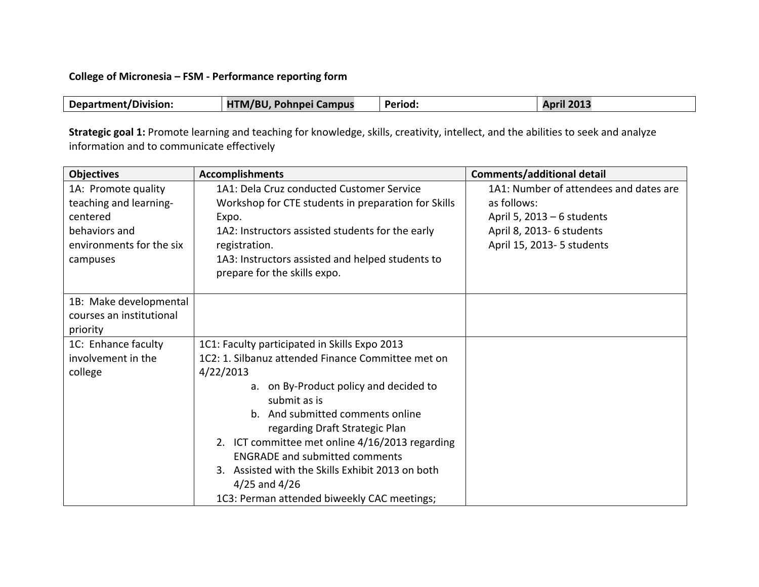**College of Micronesia – FSM - Performance reporting form**

| Department/Division: | HTM/BU, Pohnpei Campus | Period: | April 2013 |
|---|---|---|---|

**Strategic goal 1:** Promote learning and teaching for knowledge, skills, creativity, intellect, and the abilities to seek and analyze information and to communicate effectively

| Objectives | Accomplishments | Comments/additional detail |
|---|---|---|
| 1A: Promote quality teaching and learning-centered behaviors and environments for the six campuses | 1A1: Dela Cruz conducted Customer Service Workshop for CTE students in preparation for Skills Expo.<br>1A2: Instructors assisted students for the early registration.<br>1A3: Instructors assisted and helped students to prepare for the skills expo. | 1A1: Number of attendees and dates are as follows:<br>April 5, 2013 – 6 students<br>April 8, 2013- 6 students<br>April 15, 2013- 5 students |
| 1B: Make developmental courses an institutional priority | | |
| 1C: Enhance faculty involvement in the college | 1C1: Faculty participated in Skills Expo 2013<br>1C2: 1. Silbanuz attended Finance Committee met on 4/22/2013<br>a. on By-Product policy and decided to submit as is<br>b. And submitted comments online regarding Draft Strategic Plan<br>2. ICT committee met online 4/16/2013 regarding ENGRADE and submitted comments<br>3. Assisted with the Skills Exhibit 2013 on both 4/25 and 4/26<br>1C3: Perman attended biweekly CAC meetings; | |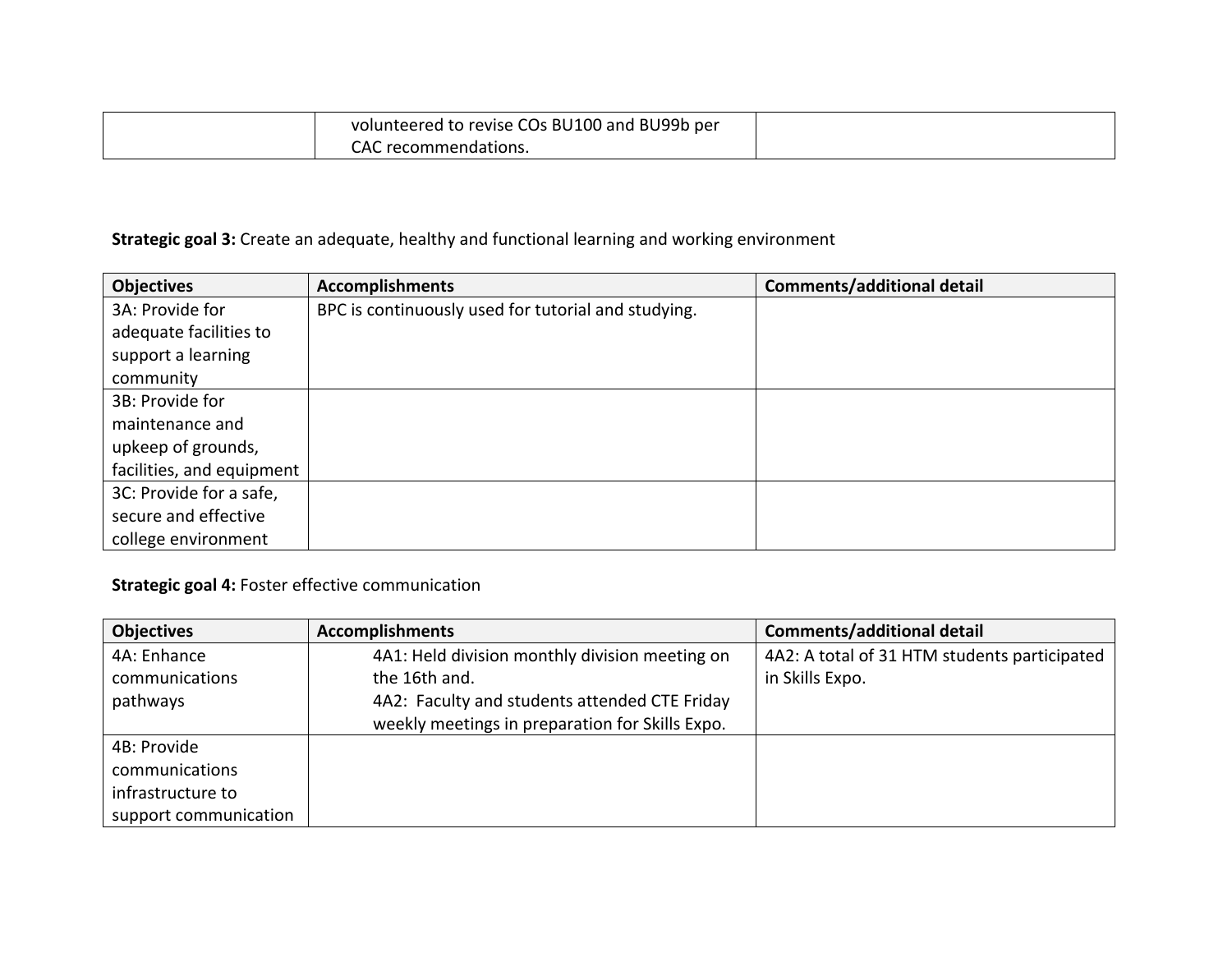| | volunteered to revise COs BU100 and BU99b per CAC recommendations. | |
|---|---|---|

**Strategic goal 3:** Create an adequate, healthy and functional learning and working environment

| Objectives | Accomplishments | Comments/additional detail |
|---|---|---|
| 3A: Provide for adequate facilities to support a learning community | BPC is continuously used for tutorial and studying. | |
| 3B: Provide for maintenance and upkeep of grounds, facilities, and equipment | | |
| 3C: Provide for a safe, secure and effective college environment | | |

**Strategic goal 4:** Foster effective communication

| Objectives | Accomplishments | Comments/additional detail |
|---|---|---|
| 4A: Enhance communications pathways | 4A1: Held division monthly division meeting on the 16th and.<br>4A2: Faculty and students attended CTE Friday weekly meetings in preparation for Skills Expo. | 4A2: A total of 31 HTM students participated in Skills Expo. |
| 4B: Provide communications infrastructure to support communication | | |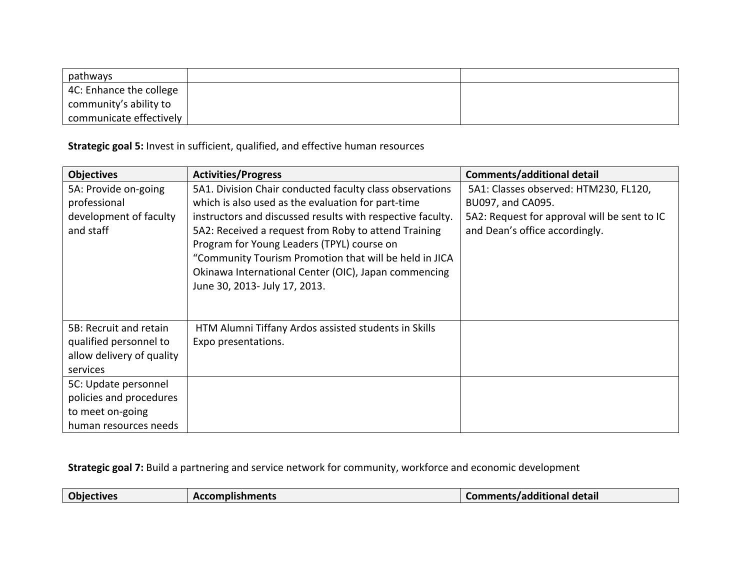| | | |
|---|---|---|
| pathways | | |
| 4C: Enhance the college community's ability to communicate effectively | | |

**Strategic goal 5:** Invest in sufficient, qualified, and effective human resources

| Objectives | Activities/Progress | Comments/additional detail |
|---|---|---|
| 5A: Provide on-going professional development of faculty and staff | 5A1. Division Chair conducted faculty class observations which is also used as the evaluation for part-time instructors and discussed results with respective faculty.<br>5A2: Received a request from Roby to attend Training Program for Young Leaders (TPYL) course on "Community Tourism Promotion that will be held in JICA Okinawa International Center (OIC), Japan commencing June 30, 2013- July 17, 2013. | 5A1: Classes observed: HTM230, FL120, BU097, and CA095.<br>5A2: Request for approval will be sent to IC and Dean's office accordingly. |
| 5B: Recruit and retain qualified personnel to allow delivery of quality services | HTM Alumni Tiffany Ardos assisted students in Skills Expo presentations. | |
| 5C: Update personnel policies and procedures to meet on-going human resources needs | | |

**Strategic goal 7:** Build a partnering and service network for community, workforce and economic development

| Objectives | Accomplishments | Comments/additional detail |
|---|---|---|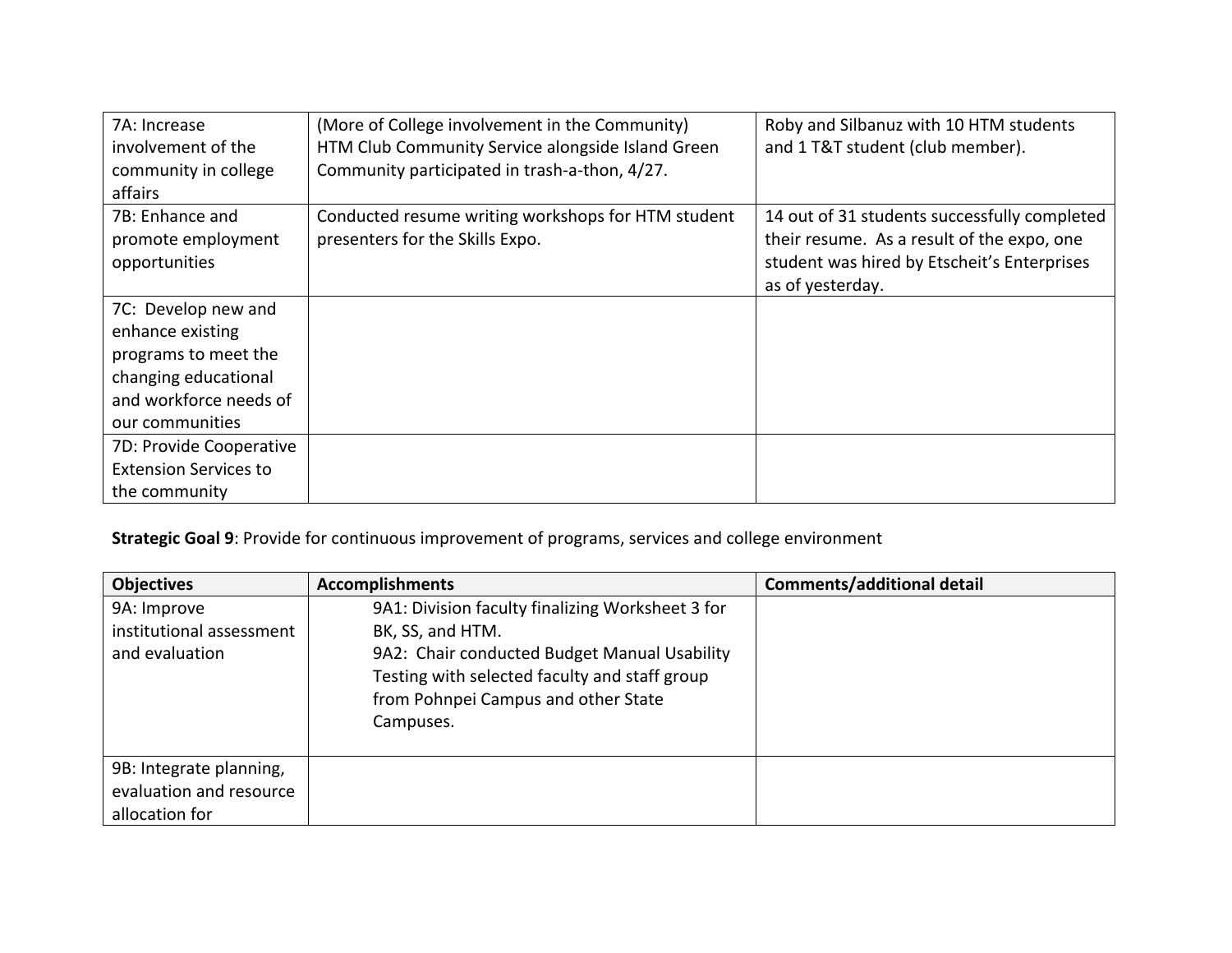| | | |
|---|---|---|
| 7A: Increase involvement of the community in college affairs | (More of College involvement in the Community) HTM Club Community Service alongside Island Green Community participated in trash-a-thon, 4/27. | Roby and Silbanuz with 10 HTM students and 1 T&T student (club member). |
| 7B: Enhance and promote employment opportunities | Conducted resume writing workshops for HTM student presenters for the Skills Expo. | 14 out of 31 students successfully completed their resume. As a result of the expo, one student was hired by Etscheit's Enterprises as of yesterday. |
| 7C: Develop new and enhance existing programs to meet the changing educational and workforce needs of our communities | | |
| 7D: Provide Cooperative Extension Services to the community | | |

**Strategic Goal 9**: Provide for continuous improvement of programs, services and college environment

| Objectives | Accomplishments | Comments/additional detail |
|---|---|---|
| 9A: Improve institutional assessment and evaluation | 9A1: Division faculty finalizing Worksheet 3 for BK, SS, and HTM.<br>9A2: Chair conducted Budget Manual Usability Testing with selected faculty and staff group from Pohnpei Campus and other State Campuses. | |
| 9B: Integrate planning, evaluation and resource allocation for | | |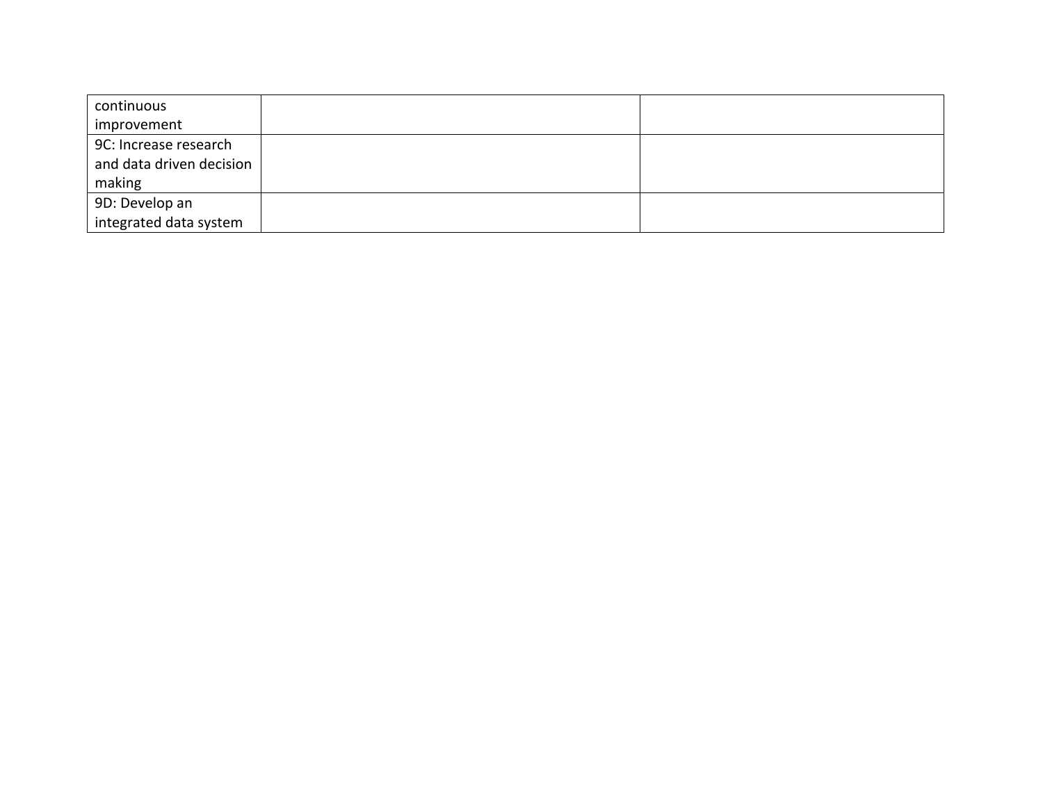| | | |
|---|---|---|
| continuous improvement | | |
| 9C: Increase research and data driven decision making | | |
| 9D: Develop an integrated data system | | |